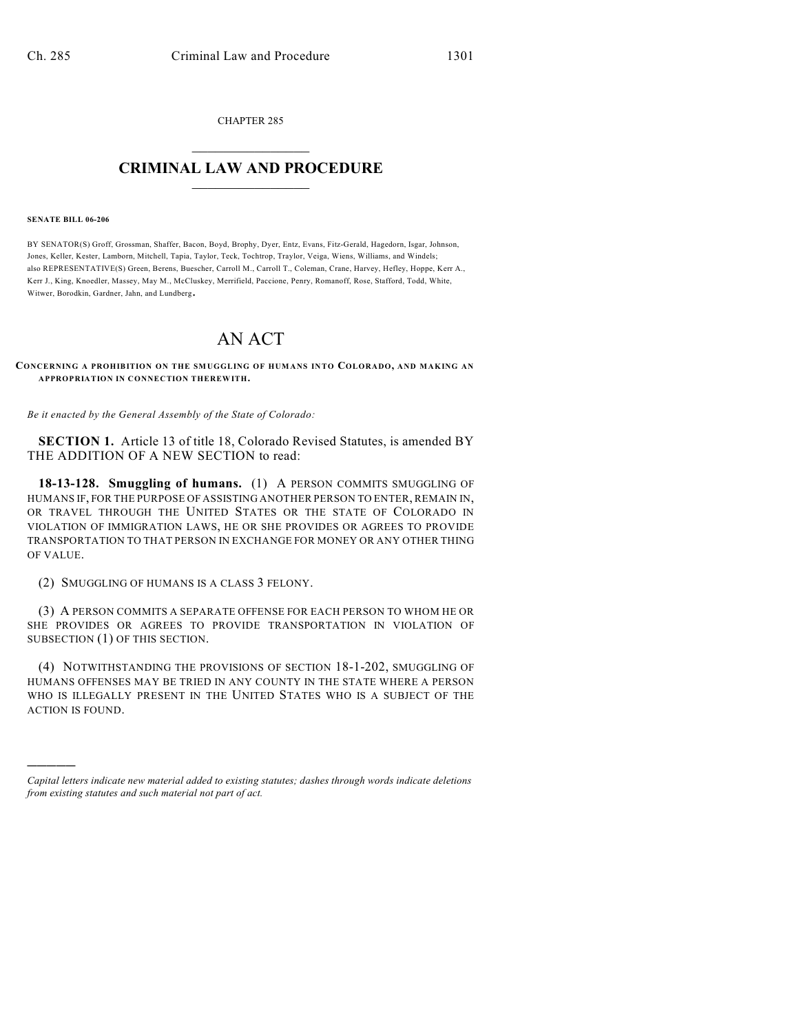CHAPTER 285

# CRIMINAL LAW AND PROCEDURE

**SENATE BILL 06-206**

BY SENATOR(S) Groff, Grossman, Shaffer, Bacon, Boyd, Brophy, Dyer, Entz, Evans, Fitz-Gerald, Hagedorn, Isgar, Johnson, Jones, Keller, Kester, Lamborn, Mitchell, Tapia, Taylor, Teck, Tochtrop, Traylor, Veiga, Wiens, Williams, and Windels;
also REPRESENTATIVE(S) Green, Berens, Buescher, Carroll M., Carroll T., Coleman, Crane, Harvey, Hefley, Hoppe, Kerr A., Kerr J., King, Knoedler, Massey, May M., McCluskey, Merrifield, Paccione, Penry, Romanoff, Rose, Stafford, Todd, White, Witwer, Borodkin, Gardner, Jahn, and Lundberg.

# AN ACT

**CONCERNING A PROHIBITION ON THE SMUGGLING OF HUMANS INTO COLORADO, AND MAKING AN APPROPRIATION IN CONNECTION THEREWITH.**

*Be it enacted by the General Assembly of the State of Colorado:*

**SECTION 1.** Article 13 of title 18, Colorado Revised Statutes, is amended BY THE ADDITION OF A NEW SECTION to read:

**18-13-128. Smuggling of humans.** (1) A PERSON COMMITS SMUGGLING OF HUMANS IF, FOR THE PURPOSE OF ASSISTING ANOTHER PERSON TO ENTER, REMAIN IN, OR TRAVEL THROUGH THE UNITED STATES OR THE STATE OF COLORADO IN VIOLATION OF IMMIGRATION LAWS, HE OR SHE PROVIDES OR AGREES TO PROVIDE TRANSPORTATION TO THAT PERSON IN EXCHANGE FOR MONEY OR ANY OTHER THING OF VALUE.

(2) SMUGGLING OF HUMANS IS A CLASS 3 FELONY.

(3) A PERSON COMMITS A SEPARATE OFFENSE FOR EACH PERSON TO WHOM HE OR SHE PROVIDES OR AGREES TO PROVIDE TRANSPORTATION IN VIOLATION OF SUBSECTION (1) OF THIS SECTION.

(4) NOTWITHSTANDING THE PROVISIONS OF SECTION 18-1-202, SMUGGLING OF HUMANS OFFENSES MAY BE TRIED IN ANY COUNTY IN THE STATE WHERE A PERSON WHO IS ILLEGALLY PRESENT IN THE UNITED STATES WHO IS A SUBJECT OF THE ACTION IS FOUND.

---

*Capital letters indicate new material added to existing statutes; dashes through words indicate deletions from existing statutes and such material not part of act.*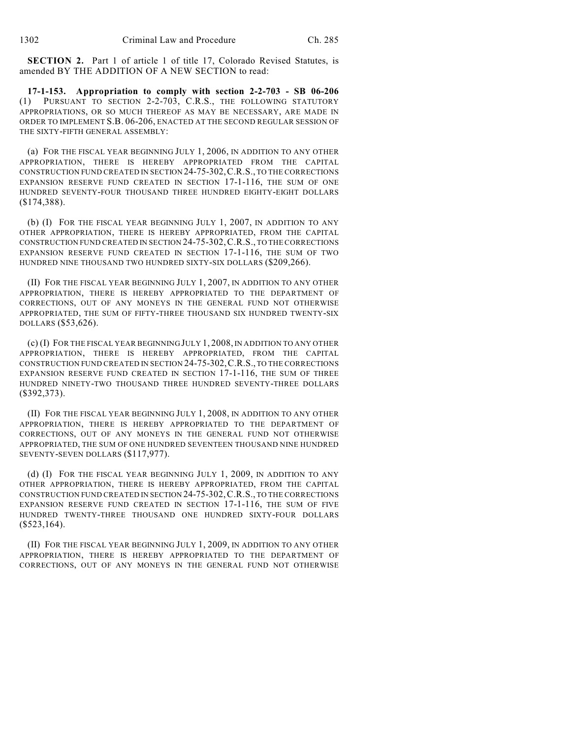**SECTION 2.** Part 1 of article 1 of title 17, Colorado Revised Statutes, is amended BY THE ADDITION OF A NEW SECTION to read:

**17-1-153. Appropriation to comply with section 2-2-703 - SB 06-206** (1) PURSUANT TO SECTION 2-2-703, C.R.S., THE FOLLOWING STATUTORY APPROPRIATIONS, OR SO MUCH THEREOF AS MAY BE NECESSARY, ARE MADE IN ORDER TO IMPLEMENT S.B. 06-206, ENACTED AT THE SECOND REGULAR SESSION OF THE SIXTY-FIFTH GENERAL ASSEMBLY:

(a) FOR THE FISCAL YEAR BEGINNING JULY 1, 2006, IN ADDITION TO ANY OTHER APPROPRIATION, THERE IS HEREBY APPROPRIATED FROM THE CAPITAL CONSTRUCTION FUND CREATED IN SECTION 24-75-302, C.R.S., TO THE CORRECTIONS EXPANSION RESERVE FUND CREATED IN SECTION 17-1-116, THE SUM OF ONE HUNDRED SEVENTY-FOUR THOUSAND THREE HUNDRED EIGHTY-EIGHT DOLLARS ($174,388).

(b) (I) FOR THE FISCAL YEAR BEGINNING JULY 1, 2007, IN ADDITION TO ANY OTHER APPROPRIATION, THERE IS HEREBY APPROPRIATED, FROM THE CAPITAL CONSTRUCTION FUND CREATED IN SECTION 24-75-302, C.R.S., TO THE CORRECTIONS EXPANSION RESERVE FUND CREATED IN SECTION 17-1-116, THE SUM OF TWO HUNDRED NINE THOUSAND TWO HUNDRED SIXTY-SIX DOLLARS ($209,266).

(II) FOR THE FISCAL YEAR BEGINNING JULY 1, 2007, IN ADDITION TO ANY OTHER APPROPRIATION, THERE IS HEREBY APPROPRIATED TO THE DEPARTMENT OF CORRECTIONS, OUT OF ANY MONEYS IN THE GENERAL FUND NOT OTHERWISE APPROPRIATED, THE SUM OF FIFTY-THREE THOUSAND SIX HUNDRED TWENTY-SIX DOLLARS ($53,626).

(c) (I) FOR THE FISCAL YEAR BEGINNING JULY 1, 2008, IN ADDITION TO ANY OTHER APPROPRIATION, THERE IS HEREBY APPROPRIATED, FROM THE CAPITAL CONSTRUCTION FUND CREATED IN SECTION 24-75-302, C.R.S., TO THE CORRECTIONS EXPANSION RESERVE FUND CREATED IN SECTION 17-1-116, THE SUM OF THREE HUNDRED NINETY-TWO THOUSAND THREE HUNDRED SEVENTY-THREE DOLLARS ($392,373).

(II) FOR THE FISCAL YEAR BEGINNING JULY 1, 2008, IN ADDITION TO ANY OTHER APPROPRIATION, THERE IS HEREBY APPROPRIATED TO THE DEPARTMENT OF CORRECTIONS, OUT OF ANY MONEYS IN THE GENERAL FUND NOT OTHERWISE APPROPRIATED, THE SUM OF ONE HUNDRED SEVENTEEN THOUSAND NINE HUNDRED SEVENTY-SEVEN DOLLARS ($117,977).

(d) (I) FOR THE FISCAL YEAR BEGINNING JULY 1, 2009, IN ADDITION TO ANY OTHER APPROPRIATION, THERE IS HEREBY APPROPRIATED, FROM THE CAPITAL CONSTRUCTION FUND CREATED IN SECTION 24-75-302, C.R.S., TO THE CORRECTIONS EXPANSION RESERVE FUND CREATED IN SECTION 17-1-116, THE SUM OF FIVE HUNDRED TWENTY-THREE THOUSAND ONE HUNDRED SIXTY-FOUR DOLLARS ($523,164).

(II) FOR THE FISCAL YEAR BEGINNING JULY 1, 2009, IN ADDITION TO ANY OTHER APPROPRIATION, THERE IS HEREBY APPROPRIATED TO THE DEPARTMENT OF CORRECTIONS, OUT OF ANY MONEYS IN THE GENERAL FUND NOT OTHERWISE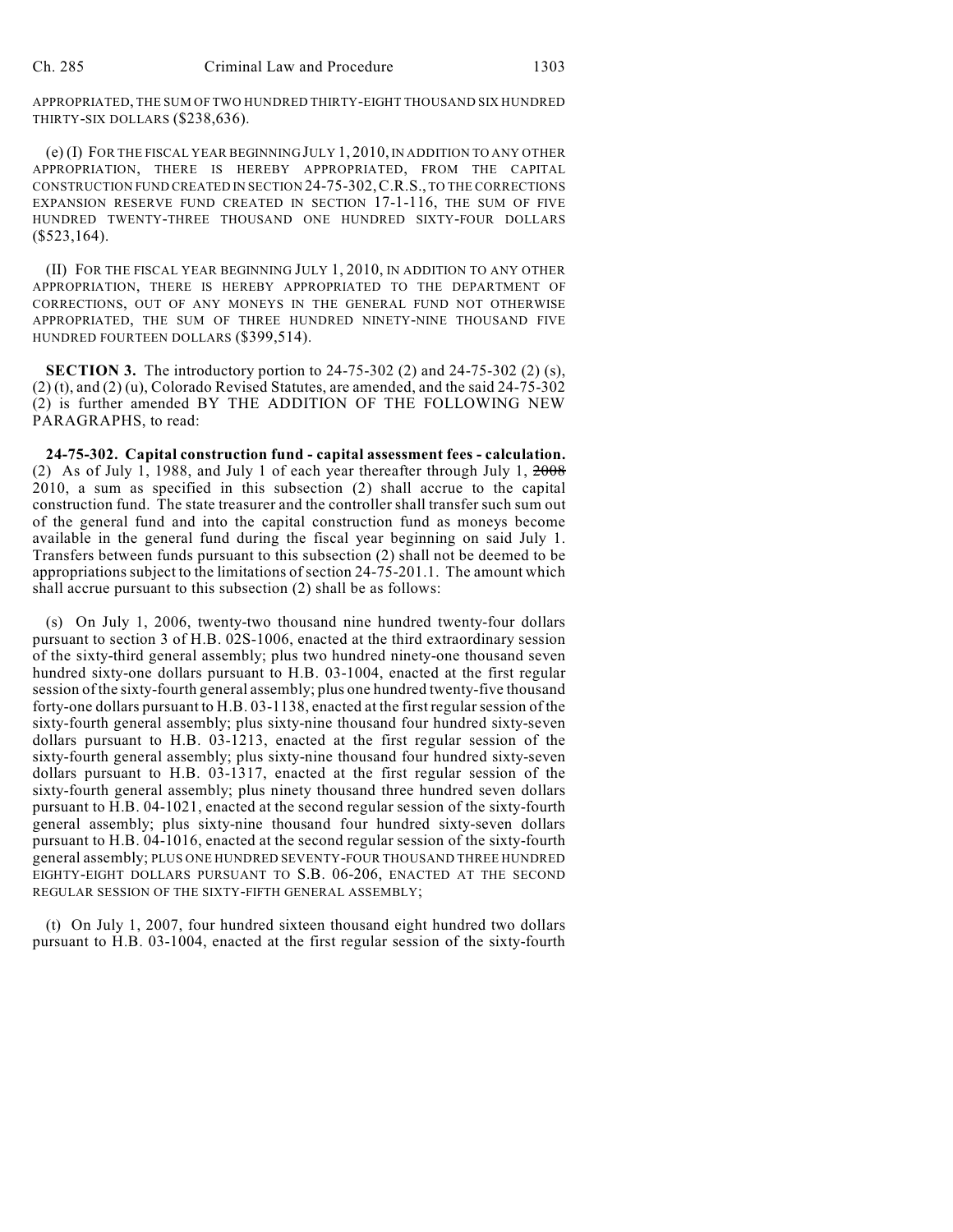APPROPRIATED, THE SUM OF TWO HUNDRED THIRTY-EIGHT THOUSAND SIX HUNDRED THIRTY-SIX DOLLARS ($238,636).

(e) (I) FOR THE FISCAL YEAR BEGINNING JULY 1, 2010, IN ADDITION TO ANY OTHER APPROPRIATION, THERE IS HEREBY APPROPRIATED, FROM THE CAPITAL CONSTRUCTION FUND CREATED IN SECTION 24-75-302, C.R.S., TO THE CORRECTIONS EXPANSION RESERVE FUND CREATED IN SECTION 17-1-116, THE SUM OF FIVE HUNDRED TWENTY-THREE THOUSAND ONE HUNDRED SIXTY-FOUR DOLLARS ($523,164).

(II) FOR THE FISCAL YEAR BEGINNING JULY 1, 2010, IN ADDITION TO ANY OTHER APPROPRIATION, THERE IS HEREBY APPROPRIATED TO THE DEPARTMENT OF CORRECTIONS, OUT OF ANY MONEYS IN THE GENERAL FUND NOT OTHERWISE APPROPRIATED, THE SUM OF THREE HUNDRED NINETY-NINE THOUSAND FIVE HUNDRED FOURTEEN DOLLARS ($399,514).

**SECTION 3.** The introductory portion to 24-75-302 (2) and 24-75-302 (2) (s), (2) (t), and (2) (u), Colorado Revised Statutes, are amended, and the said 24-75-302 (2) is further amended BY THE ADDITION OF THE FOLLOWING NEW PARAGRAPHS, to read:

**24-75-302. Capital construction fund - capital assessment fees - calculation.** (2) As of July 1, 1988, and July 1 of each year thereafter through July 1, ~~2008~~ 2010, a sum as specified in this subsection (2) shall accrue to the capital construction fund. The state treasurer and the controller shall transfer such sum out of the general fund and into the capital construction fund as moneys become available in the general fund during the fiscal year beginning on said July 1. Transfers between funds pursuant to this subsection (2) shall not be deemed to be appropriations subject to the limitations of section 24-75-201.1. The amount which shall accrue pursuant to this subsection (2) shall be as follows:

(s) On July 1, 2006, twenty-two thousand nine hundred twenty-four dollars pursuant to section 3 of H.B. 02S-1006, enacted at the third extraordinary session of the sixty-third general assembly; plus two hundred ninety-one thousand seven hundred sixty-one dollars pursuant to H.B. 03-1004, enacted at the first regular session of the sixty-fourth general assembly; plus one hundred twenty-five thousand forty-one dollars pursuant to H.B. 03-1138, enacted at the first regular session of the sixty-fourth general assembly; plus sixty-nine thousand four hundred sixty-seven dollars pursuant to H.B. 03-1213, enacted at the first regular session of the sixty-fourth general assembly; plus sixty-nine thousand four hundred sixty-seven dollars pursuant to H.B. 03-1317, enacted at the first regular session of the sixty-fourth general assembly; plus ninety thousand three hundred seven dollars pursuant to H.B. 04-1021, enacted at the second regular session of the sixty-fourth general assembly; plus sixty-nine thousand four hundred sixty-seven dollars pursuant to H.B. 04-1016, enacted at the second regular session of the sixty-fourth general assembly; PLUS ONE HUNDRED SEVENTY-FOUR THOUSAND THREE HUNDRED EIGHTY-EIGHT DOLLARS PURSUANT TO S.B. 06-206, ENACTED AT THE SECOND REGULAR SESSION OF THE SIXTY-FIFTH GENERAL ASSEMBLY;

(t) On July 1, 2007, four hundred sixteen thousand eight hundred two dollars pursuant to H.B. 03-1004, enacted at the first regular session of the sixty-fourth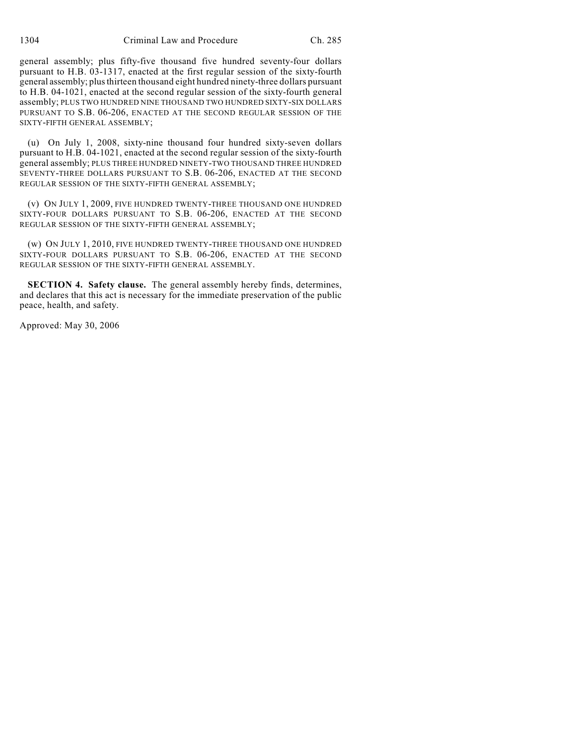general assembly; plus fifty-five thousand five hundred seventy-four dollars pursuant to H.B. 03-1317, enacted at the first regular session of the sixty-fourth general assembly; plus thirteen thousand eight hundred ninety-three dollars pursuant to H.B. 04-1021, enacted at the second regular session of the sixty-fourth general assembly; PLUS TWO HUNDRED NINE THOUSAND TWO HUNDRED SIXTY-SIX DOLLARS PURSUANT TO S.B. 06-206, ENACTED AT THE SECOND REGULAR SESSION OF THE SIXTY-FIFTH GENERAL ASSEMBLY;

(u) On July 1, 2008, sixty-nine thousand four hundred sixty-seven dollars pursuant to H.B. 04-1021, enacted at the second regular session of the sixty-fourth general assembly; PLUS THREE HUNDRED NINETY-TWO THOUSAND THREE HUNDRED SEVENTY-THREE DOLLARS PURSUANT TO S.B. 06-206, ENACTED AT THE SECOND REGULAR SESSION OF THE SIXTY-FIFTH GENERAL ASSEMBLY;

(v) ON JULY 1, 2009, FIVE HUNDRED TWENTY-THREE THOUSAND ONE HUNDRED SIXTY-FOUR DOLLARS PURSUANT TO S.B. 06-206, ENACTED AT THE SECOND REGULAR SESSION OF THE SIXTY-FIFTH GENERAL ASSEMBLY;

(w) ON JULY 1, 2010, FIVE HUNDRED TWENTY-THREE THOUSAND ONE HUNDRED SIXTY-FOUR DOLLARS PURSUANT TO S.B. 06-206, ENACTED AT THE SECOND REGULAR SESSION OF THE SIXTY-FIFTH GENERAL ASSEMBLY.

**SECTION 4. Safety clause.** The general assembly hereby finds, determines, and declares that this act is necessary for the immediate preservation of the public peace, health, and safety.

Approved: May 30, 2006